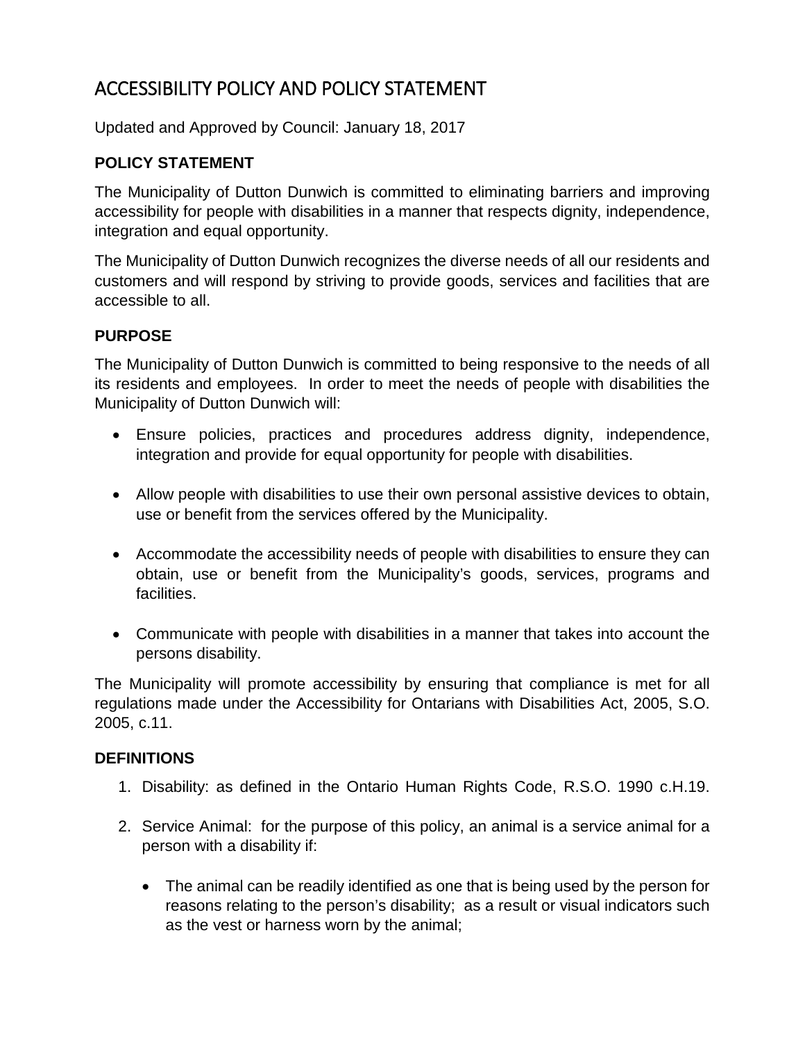# ACCESSIBILITY POLICY AND POLICY STATEMENT

Updated and Approved by Council: January 18, 2017

### POLICY STATEMENT

The Municipality of Dutton Dunwich is committed to eliminating barriers and improving accessibility for people with disabilities in a manner that respects dignity, independence, integration and equal opportunity.

The Municipality of Dutton Dunwich recognizes the diverse needs of all our residents and customers and will respond by striving to provide goods, services and facilities that are accessible to all.

### PURPOSE

The Municipality of Dutton Dunwich is committed to being responsive to the needs of all its residents and employees. In order to meet the needs of people with disabilities the Municipality of Dutton Dunwich will:

- Ensure policies, practices and procedures address dignity, independence, integration and provide for equal opportunity for people with disabilities.
- Allow people with disabilities to use their own personal assistive devices to obtain, use or benefit from the services offered by the Municipality.
- Accommodate the accessibility needs of people with disabilities to ensure they can obtain, use or benefit from the Municipality's goods, services, programs and facilities.
- Communicate with people with disabilities in a manner that takes into account the persons disability.

The Municipality will promote accessibility by ensuring that compliance is met for all regulations made under the Accessibility for Ontarians with Disabilities Act, 2005, S.O. 2005, c.11.

### DEFINITIONS

1. Disability: as defined in the Ontario Human Rights Code, R.S.O. 1990 c.H.19.
2. Service Animal: for the purpose of this policy, an animal is a service animal for a person with a disability if:
   - The animal can be readily identified as one that is being used by the person for reasons relating to the person's disability; as a result or visual indicators such as the vest or harness worn by the animal;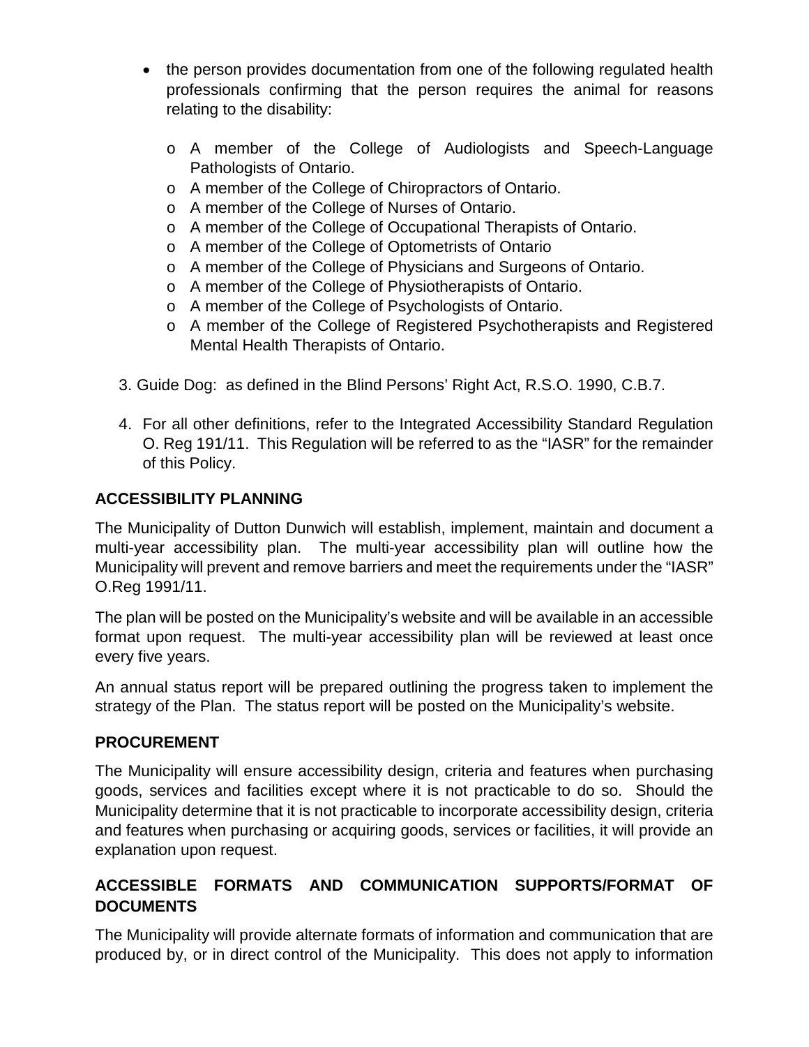- the person provides documentation from one of the following regulated health professionals confirming that the person requires the animal for reasons relating to the disability:
  - A member of the College of Audiologists and Speech-Language Pathologists of Ontario.
  - A member of the College of Chiropractors of Ontario.
  - A member of the College of Nurses of Ontario.
  - A member of the College of Occupational Therapists of Ontario.
  - A member of the College of Optometrists of Ontario
  - A member of the College of Physicians and Surgeons of Ontario.
  - A member of the College of Physiotherapists of Ontario.
  - A member of the College of Psychologists of Ontario.
  - A member of the College of Registered Psychotherapists and Registered Mental Health Therapists of Ontario.

3. Guide Dog: as defined in the Blind Persons' Right Act, R.S.O. 1990, C.B.7.

4. For all other definitions, refer to the Integrated Accessibility Standard Regulation O. Reg 191/11. This Regulation will be referred to as the "IASR" for the remainder of this Policy.

**ACCESSIBILITY PLANNING**

The Municipality of Dutton Dunwich will establish, implement, maintain and document a multi-year accessibility plan. The multi-year accessibility plan will outline how the Municipality will prevent and remove barriers and meet the requirements under the "IASR" O.Reg 1991/11.

The plan will be posted on the Municipality's website and will be available in an accessible format upon request. The multi-year accessibility plan will be reviewed at least once every five years.

An annual status report will be prepared outlining the progress taken to implement the strategy of the Plan. The status report will be posted on the Municipality's website.

**PROCUREMENT**

The Municipality will ensure accessibility design, criteria and features when purchasing goods, services and facilities except where it is not practicable to do so. Should the Municipality determine that it is not practicable to incorporate accessibility design, criteria and features when purchasing or acquiring goods, services or facilities, it will provide an explanation upon request.

**ACCESSIBLE FORMATS AND COMMUNICATION SUPPORTS/FORMAT OF DOCUMENTS**

The Municipality will provide alternate formats of information and communication that are produced by, or in direct control of the Municipality. This does not apply to information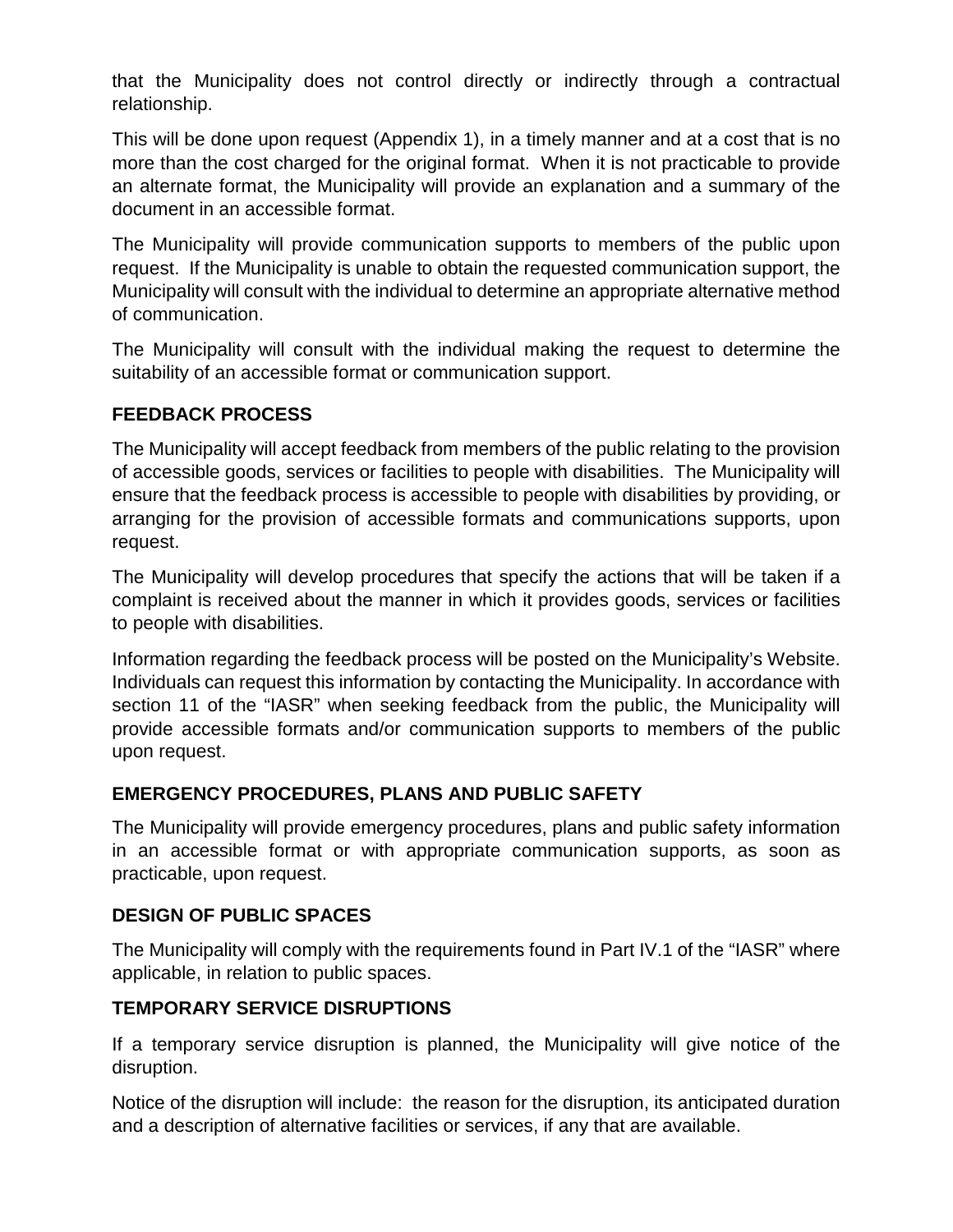that the Municipality does not control directly or indirectly through a contractual relationship.

This will be done upon request (Appendix 1), in a timely manner and at a cost that is no more than the cost charged for the original format. When it is not practicable to provide an alternate format, the Municipality will provide an explanation and a summary of the document in an accessible format.

The Municipality will provide communication supports to members of the public upon request. If the Municipality is unable to obtain the requested communication support, the Municipality will consult with the individual to determine an appropriate alternative method of communication.

The Municipality will consult with the individual making the request to determine the suitability of an accessible format or communication support.

## FEEDBACK PROCESS

The Municipality will accept feedback from members of the public relating to the provision of accessible goods, services or facilities to people with disabilities. The Municipality will ensure that the feedback process is accessible to people with disabilities by providing, or arranging for the provision of accessible formats and communications supports, upon request.

The Municipality will develop procedures that specify the actions that will be taken if a complaint is received about the manner in which it provides goods, services or facilities to people with disabilities.

Information regarding the feedback process will be posted on the Municipality's Website. Individuals can request this information by contacting the Municipality. In accordance with section 11 of the "IASR" when seeking feedback from the public, the Municipality will provide accessible formats and/or communication supports to members of the public upon request.

## EMERGENCY PROCEDURES, PLANS AND PUBLIC SAFETY

The Municipality will provide emergency procedures, plans and public safety information in an accessible format or with appropriate communication supports, as soon as practicable, upon request.

## DESIGN OF PUBLIC SPACES

The Municipality will comply with the requirements found in Part IV.1 of the "IASR" where applicable, in relation to public spaces.

## TEMPORARY SERVICE DISRUPTIONS

If a temporary service disruption is planned, the Municipality will give notice of the disruption.

Notice of the disruption will include: the reason for the disruption, its anticipated duration and a description of alternative facilities or services, if any that are available.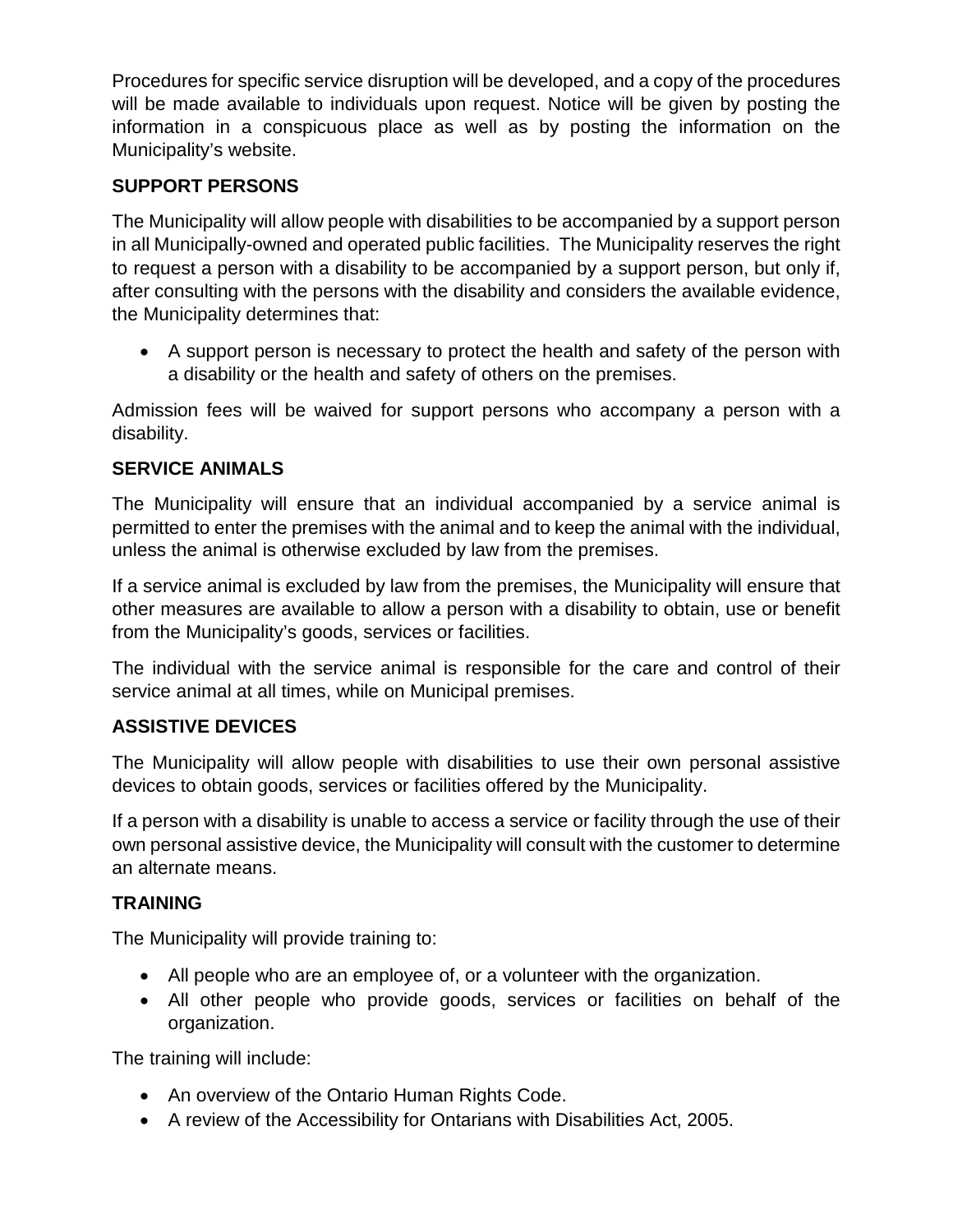Procedures for specific service disruption will be developed, and a copy of the procedures will be made available to individuals upon request. Notice will be given by posting the information in a conspicuous place as well as by posting the information on the Municipality's website.

## SUPPORT PERSONS

The Municipality will allow people with disabilities to be accompanied by a support person in all Municipally-owned and operated public facilities. The Municipality reserves the right to request a person with a disability to be accompanied by a support person, but only if, after consulting with the persons with the disability and considers the available evidence, the Municipality determines that:

- A support person is necessary to protect the health and safety of the person with a disability or the health and safety of others on the premises.

Admission fees will be waived for support persons who accompany a person with a disability.

## SERVICE ANIMALS

The Municipality will ensure that an individual accompanied by a service animal is permitted to enter the premises with the animal and to keep the animal with the individual, unless the animal is otherwise excluded by law from the premises.

If a service animal is excluded by law from the premises, the Municipality will ensure that other measures are available to allow a person with a disability to obtain, use or benefit from the Municipality's goods, services or facilities.

The individual with the service animal is responsible for the care and control of their service animal at all times, while on Municipal premises.

## ASSISTIVE DEVICES

The Municipality will allow people with disabilities to use their own personal assistive devices to obtain goods, services or facilities offered by the Municipality.

If a person with a disability is unable to access a service or facility through the use of their own personal assistive device, the Municipality will consult with the customer to determine an alternate means.

## TRAINING

The Municipality will provide training to:

- All people who are an employee of, or a volunteer with the organization.
- All other people who provide goods, services or facilities on behalf of the organization.

The training will include:

- An overview of the Ontario Human Rights Code.
- A review of the Accessibility for Ontarians with Disabilities Act, 2005.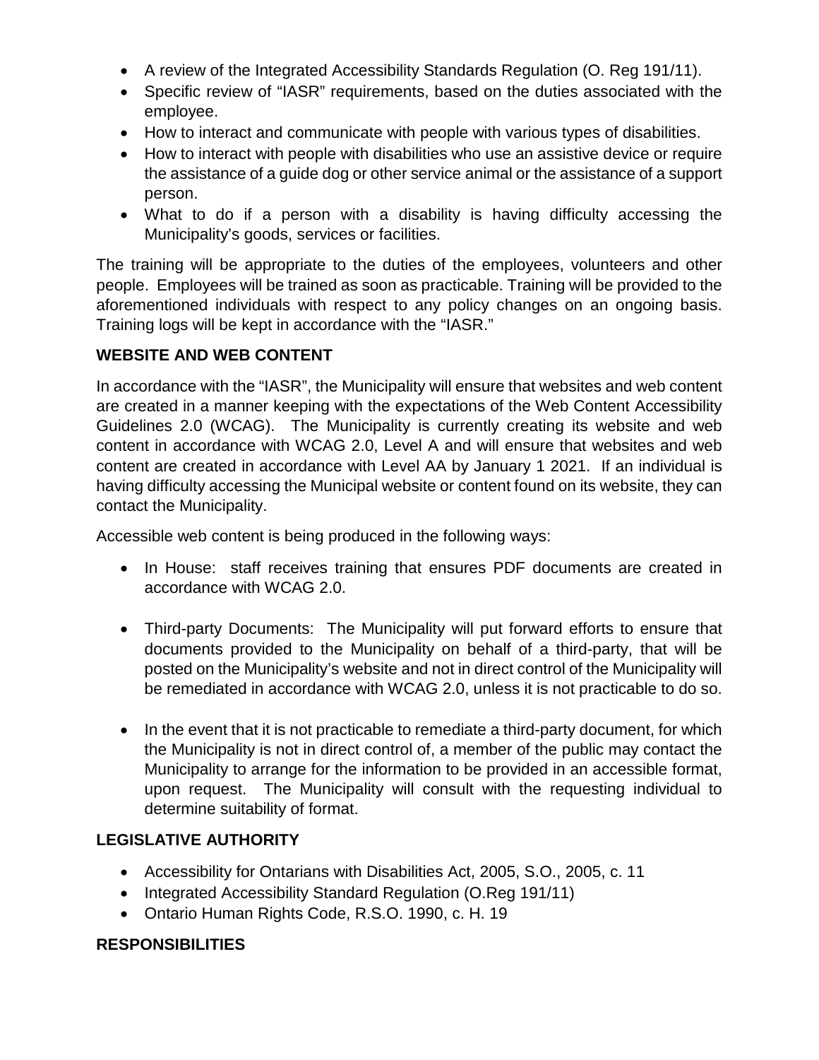- A review of the Integrated Accessibility Standards Regulation (O. Reg 191/11).
- Specific review of "IASR" requirements, based on the duties associated with the employee.
- How to interact and communicate with people with various types of disabilities.
- How to interact with people with disabilities who use an assistive device or require the assistance of a guide dog or other service animal or the assistance of a support person.
- What to do if a person with a disability is having difficulty accessing the Municipality's goods, services or facilities.

The training will be appropriate to the duties of the employees, volunteers and other people. Employees will be trained as soon as practicable. Training will be provided to the aforementioned individuals with respect to any policy changes on an ongoing basis. Training logs will be kept in accordance with the "IASR."

## WEBSITE AND WEB CONTENT

In accordance with the "IASR", the Municipality will ensure that websites and web content are created in a manner keeping with the expectations of the Web Content Accessibility Guidelines 2.0 (WCAG). The Municipality is currently creating its website and web content in accordance with WCAG 2.0, Level A and will ensure that websites and web content are created in accordance with Level AA by January 1 2021. If an individual is having difficulty accessing the Municipal website or content found on its website, they can contact the Municipality.

Accessible web content is being produced in the following ways:

- In House: staff receives training that ensures PDF documents are created in accordance with WCAG 2.0.

- Third-party Documents: The Municipality will put forward efforts to ensure that documents provided to the Municipality on behalf of a third-party, that will be posted on the Municipality's website and not in direct control of the Municipality will be remediated in accordance with WCAG 2.0, unless it is not practicable to do so.

- In the event that it is not practicable to remediate a third-party document, for which the Municipality is not in direct control of, a member of the public may contact the Municipality to arrange for the information to be provided in an accessible format, upon request. The Municipality will consult with the requesting individual to determine suitability of format.

## LEGISLATIVE AUTHORITY

- Accessibility for Ontarians with Disabilities Act, 2005, S.O., 2005, c. 11
- Integrated Accessibility Standard Regulation (O.Reg 191/11)
- Ontario Human Rights Code, R.S.O. 1990, c. H. 19

## RESPONSIBILITIES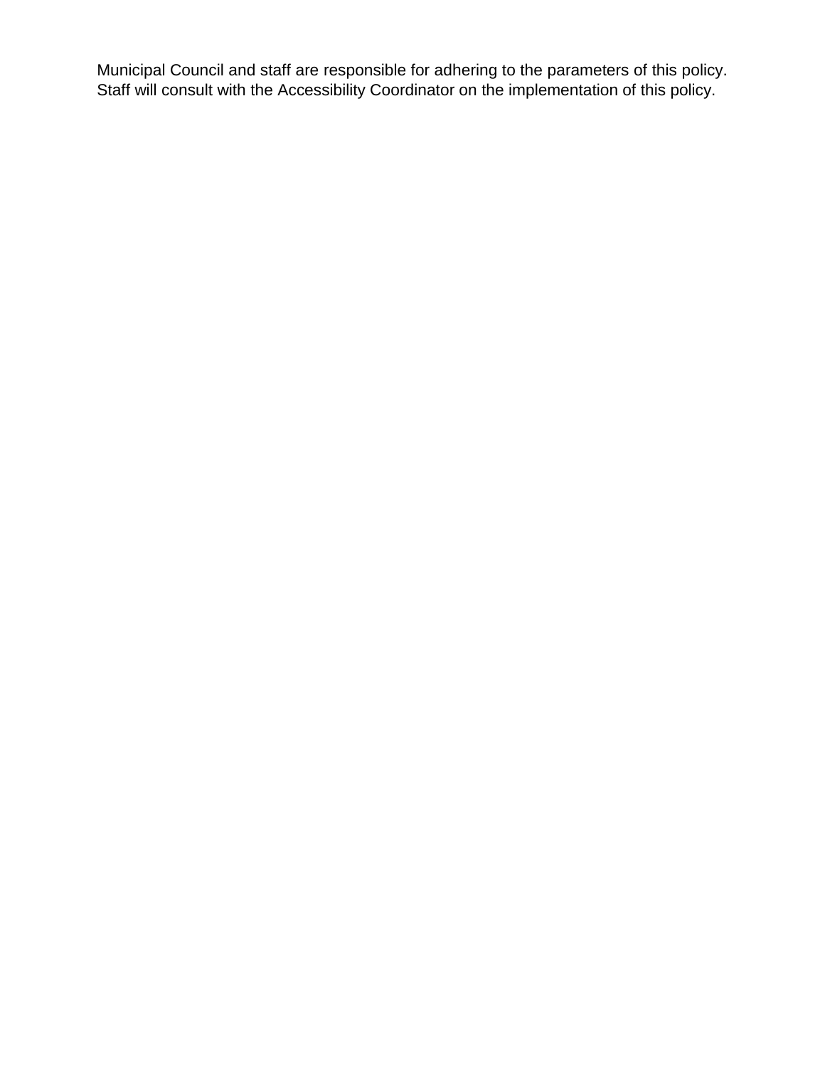Municipal Council and staff are responsible for adhering to the parameters of this policy. Staff will consult with the Accessibility Coordinator on the implementation of this policy.